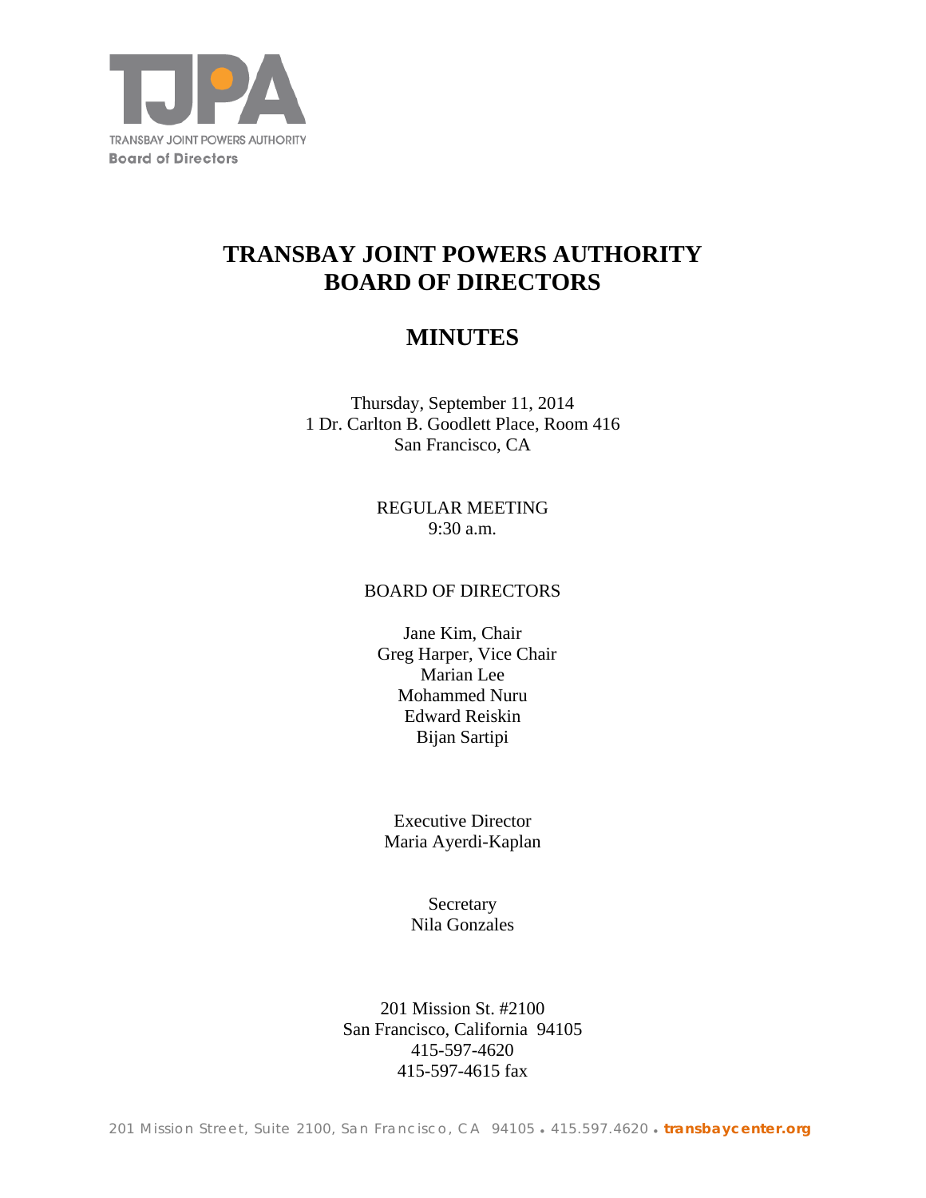TRANSBAY JOINT POWERS AUTHORITY
Board of Directors

# TRANSBAY JOINT POWERS AUTHORITY BOARD OF DIRECTORS

# MINUTES

Thursday, September 11, 2014
1 Dr. Carlton B. Goodlett Place, Room 416
San Francisco, CA

REGULAR MEETING
9:30 a.m.

BOARD OF DIRECTORS

Jane Kim, Chair
Greg Harper, Vice Chair
Marian Lee
Mohammed Nuru
Edward Reiskin
Bijan Sartipi

Executive Director
Maria Ayerdi-Kaplan

Secretary
Nila Gonzales

201 Mission St. #2100
San Francisco, California 94105
415-597-4620
415-597-4615 fax

201 Mission Street, Suite 2100, San Francisco, CA 94105 • 415.597.4620 • **transbaycenter.org**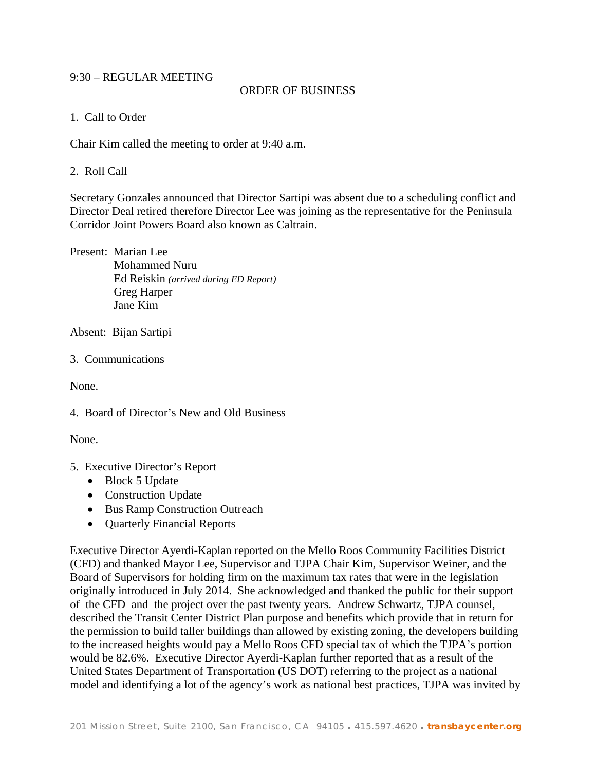9:30 – REGULAR MEETING

ORDER OF BUSINESS

1. Call to Order

Chair Kim called the meeting to order at 9:40 a.m.

2. Roll Call

Secretary Gonzales announced that Director Sartipi was absent due to a scheduling conflict and Director Deal retired therefore Director Lee was joining as the representative for the Peninsula Corridor Joint Powers Board also known as Caltrain.

Present: Marian Lee
Mohammed Nuru
Ed Reiskin *(arrived during ED Report)*
Greg Harper
Jane Kim

Absent: Bijan Sartipi

3. Communications

None.

4. Board of Director's New and Old Business

None.

5. Executive Director's Report
- Block 5 Update
- Construction Update
- Bus Ramp Construction Outreach
- Quarterly Financial Reports

Executive Director Ayerdi-Kaplan reported on the Mello Roos Community Facilities District (CFD) and thanked Mayor Lee, Supervisor and TJPA Chair Kim, Supervisor Weiner, and the Board of Supervisors for holding firm on the maximum tax rates that were in the legislation originally introduced in July 2014. She acknowledged and thanked the public for their support of the CFD and the project over the past twenty years. Andrew Schwartz, TJPA counsel, described the Transit Center District Plan purpose and benefits which provide that in return for the permission to build taller buildings than allowed by existing zoning, the developers building to the increased heights would pay a Mello Roos CFD special tax of which the TJPA's portion would be 82.6%. Executive Director Ayerdi-Kaplan further reported that as a result of the United States Department of Transportation (US DOT) referring to the project as a national model and identifying a lot of the agency's work as national best practices, TJPA was invited by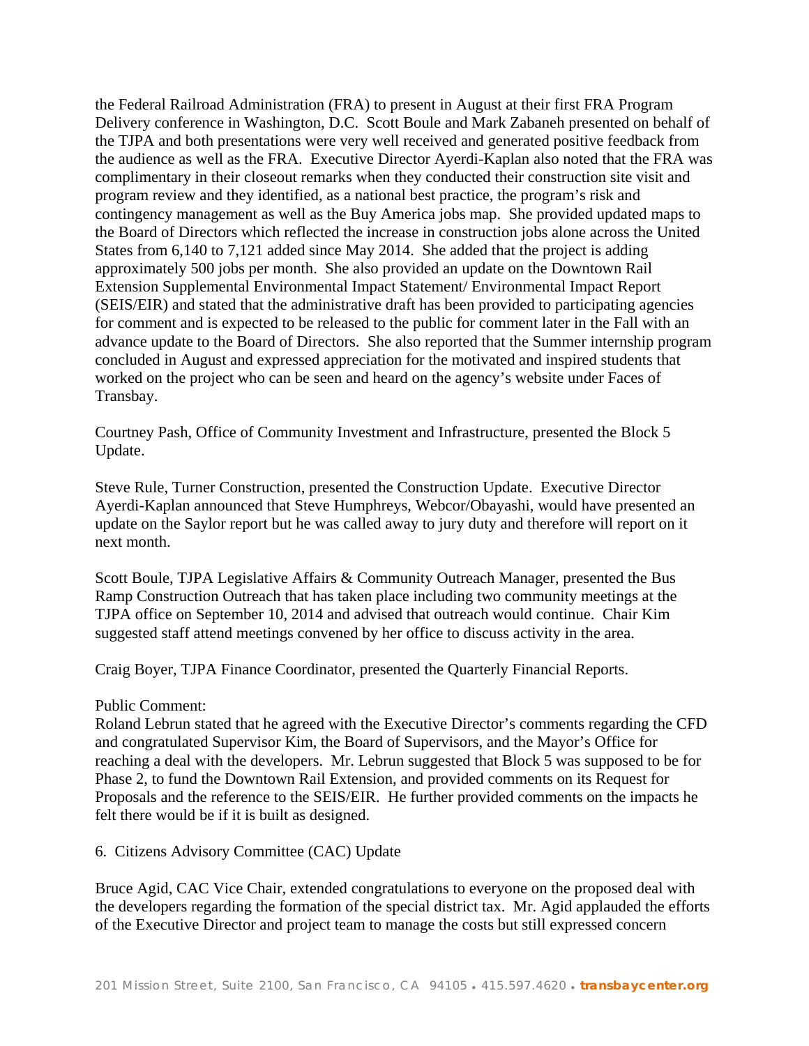the Federal Railroad Administration (FRA) to present in August at their first FRA Program Delivery conference in Washington, D.C. Scott Boule and Mark Zabaneh presented on behalf of the TJPA and both presentations were very well received and generated positive feedback from the audience as well as the FRA. Executive Director Ayerdi-Kaplan also noted that the FRA was complimentary in their closeout remarks when they conducted their construction site visit and program review and they identified, as a national best practice, the program's risk and contingency management as well as the Buy America jobs map. She provided updated maps to the Board of Directors which reflected the increase in construction jobs alone across the United States from 6,140 to 7,121 added since May 2014. She added that the project is adding approximately 500 jobs per month. She also provided an update on the Downtown Rail Extension Supplemental Environmental Impact Statement/ Environmental Impact Report (SEIS/EIR) and stated that the administrative draft has been provided to participating agencies for comment and is expected to be released to the public for comment later in the Fall with an advance update to the Board of Directors. She also reported that the Summer internship program concluded in August and expressed appreciation for the motivated and inspired students that worked on the project who can be seen and heard on the agency's website under Faces of Transbay.

Courtney Pash, Office of Community Investment and Infrastructure, presented the Block 5 Update.

Steve Rule, Turner Construction, presented the Construction Update. Executive Director Ayerdi-Kaplan announced that Steve Humphreys, Webcor/Obayashi, would have presented an update on the Saylor report but he was called away to jury duty and therefore will report on it next month.

Scott Boule, TJPA Legislative Affairs & Community Outreach Manager, presented the Bus Ramp Construction Outreach that has taken place including two community meetings at the TJPA office on September 10, 2014 and advised that outreach would continue. Chair Kim suggested staff attend meetings convened by her office to discuss activity in the area.

Craig Boyer, TJPA Finance Coordinator, presented the Quarterly Financial Reports.

Public Comment:
Roland Lebrun stated that he agreed with the Executive Director's comments regarding the CFD and congratulated Supervisor Kim, the Board of Supervisors, and the Mayor's Office for reaching a deal with the developers. Mr. Lebrun suggested that Block 5 was supposed to be for Phase 2, to fund the Downtown Rail Extension, and provided comments on its Request for Proposals and the reference to the SEIS/EIR. He further provided comments on the impacts he felt there would be if it is built as designed.

6. Citizens Advisory Committee (CAC) Update

Bruce Agid, CAC Vice Chair, extended congratulations to everyone on the proposed deal with the developers regarding the formation of the special district tax. Mr. Agid applauded the efforts of the Executive Director and project team to manage the costs but still expressed concern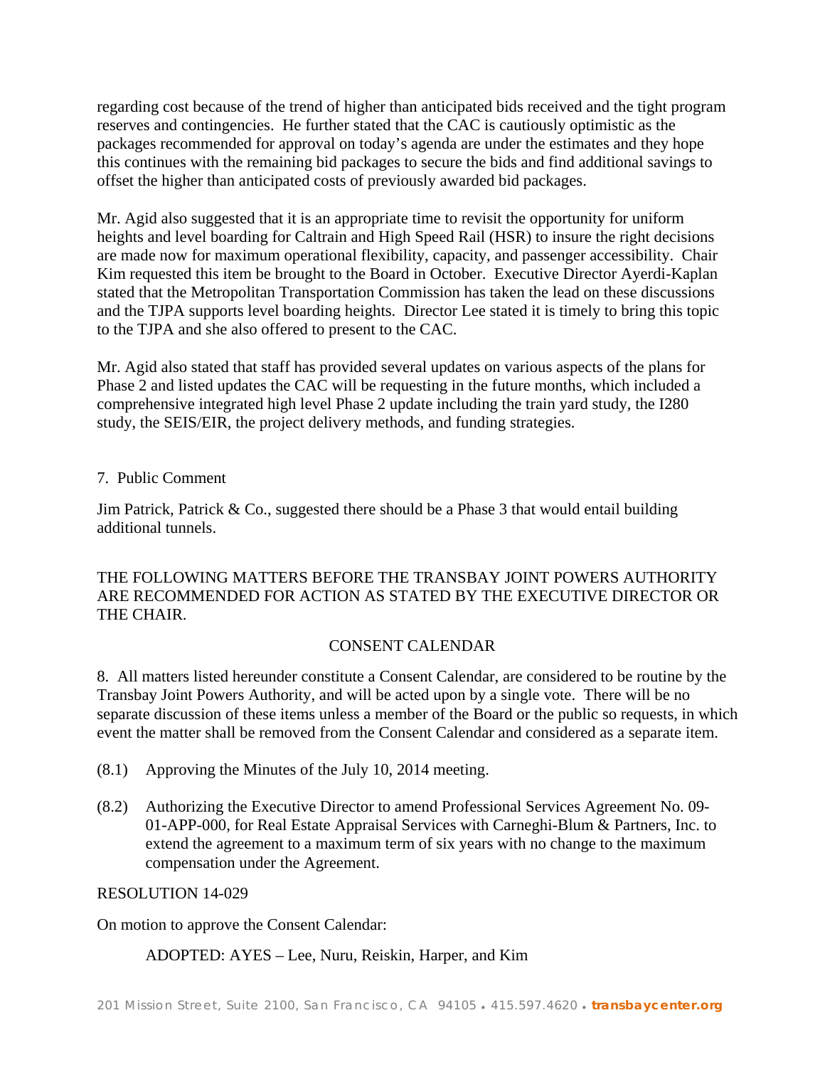regarding cost because of the trend of higher than anticipated bids received and the tight program reserves and contingencies. He further stated that the CAC is cautiously optimistic as the packages recommended for approval on today's agenda are under the estimates and they hope this continues with the remaining bid packages to secure the bids and find additional savings to offset the higher than anticipated costs of previously awarded bid packages.

Mr. Agid also suggested that it is an appropriate time to revisit the opportunity for uniform heights and level boarding for Caltrain and High Speed Rail (HSR) to insure the right decisions are made now for maximum operational flexibility, capacity, and passenger accessibility. Chair Kim requested this item be brought to the Board in October. Executive Director Ayerdi-Kaplan stated that the Metropolitan Transportation Commission has taken the lead on these discussions and the TJPA supports level boarding heights. Director Lee stated it is timely to bring this topic to the TJPA and she also offered to present to the CAC.

Mr. Agid also stated that staff has provided several updates on various aspects of the plans for Phase 2 and listed updates the CAC will be requesting in the future months, which included a comprehensive integrated high level Phase 2 update including the train yard study, the I280 study, the SEIS/EIR, the project delivery methods, and funding strategies.

7. Public Comment

Jim Patrick, Patrick & Co., suggested there should be a Phase 3 that would entail building additional tunnels.

THE FOLLOWING MATTERS BEFORE THE TRANSBAY JOINT POWERS AUTHORITY ARE RECOMMENDED FOR ACTION AS STATED BY THE EXECUTIVE DIRECTOR OR THE CHAIR.

CONSENT CALENDAR

8. All matters listed hereunder constitute a Consent Calendar, are considered to be routine by the Transbay Joint Powers Authority, and will be acted upon by a single vote. There will be no separate discussion of these items unless a member of the Board or the public so requests, in which event the matter shall be removed from the Consent Calendar and considered as a separate item.

(8.1) Approving the Minutes of the July 10, 2014 meeting.

(8.2) Authorizing the Executive Director to amend Professional Services Agreement No. 09-01-APP-000, for Real Estate Appraisal Services with Carneghi-Blum & Partners, Inc. to extend the agreement to a maximum term of six years with no change to the maximum compensation under the Agreement.

RESOLUTION 14-029

On motion to approve the Consent Calendar:

ADOPTED: AYES – Lee, Nuru, Reiskin, Harper, and Kim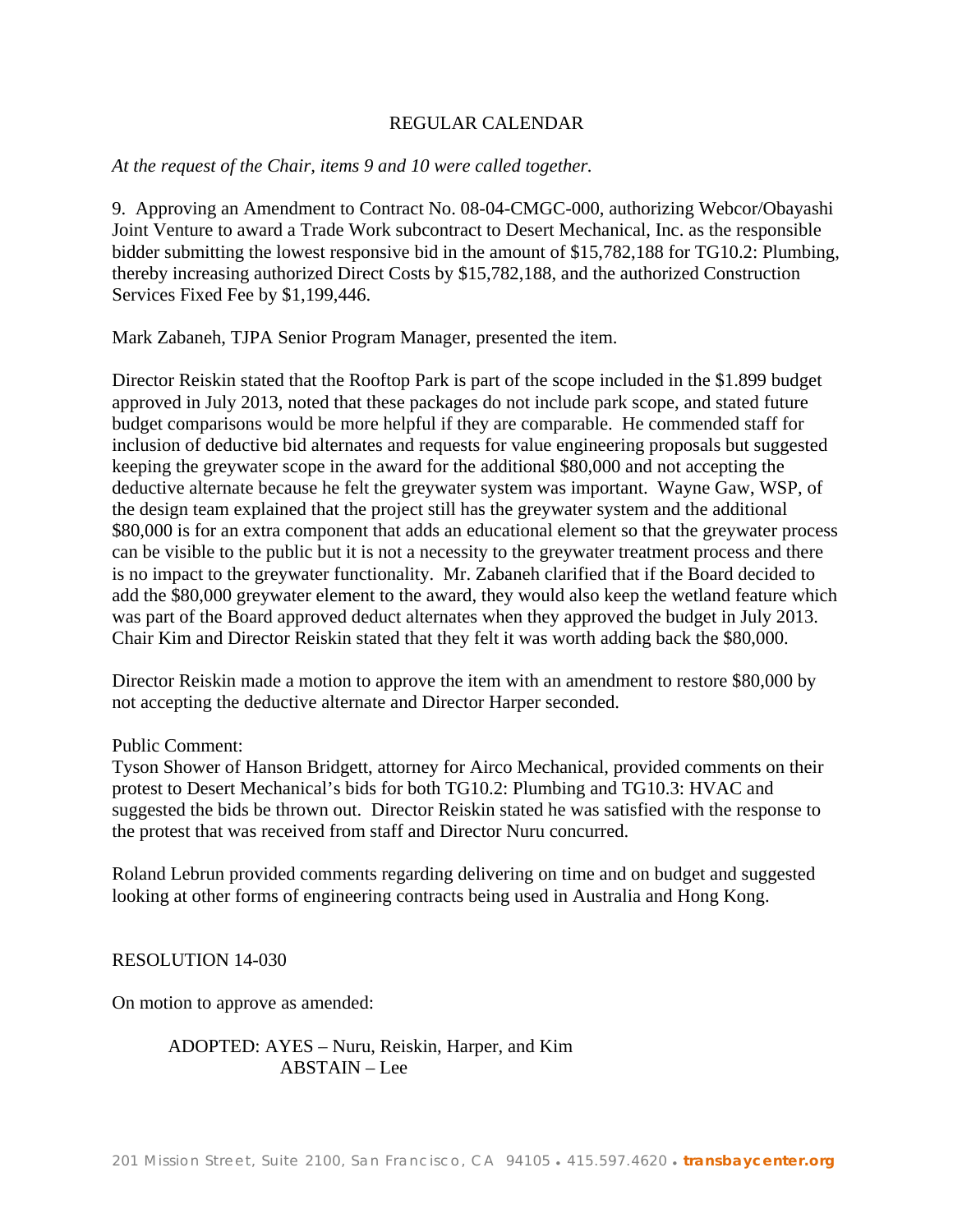## REGULAR CALENDAR

*At the request of the Chair, items 9 and 10 were called together.*

9. Approving an Amendment to Contract No. 08-04-CMGC-000, authorizing Webcor/Obayashi Joint Venture to award a Trade Work subcontract to Desert Mechanical, Inc. as the responsible bidder submitting the lowest responsive bid in the amount of $15,782,188 for TG10.2: Plumbing, thereby increasing authorized Direct Costs by $15,782,188, and the authorized Construction Services Fixed Fee by $1,199,446.

Mark Zabaneh, TJPA Senior Program Manager, presented the item.

Director Reiskin stated that the Rooftop Park is part of the scope included in the $1.899 budget approved in July 2013, noted that these packages do not include park scope, and stated future budget comparisons would be more helpful if they are comparable. He commended staff for inclusion of deductive bid alternates and requests for value engineering proposals but suggested keeping the greywater scope in the award for the additional $80,000 and not accepting the deductive alternate because he felt the greywater system was important. Wayne Gaw, WSP, of the design team explained that the project still has the greywater system and the additional $80,000 is for an extra component that adds an educational element so that the greywater process can be visible to the public but it is not a necessity to the greywater treatment process and there is no impact to the greywater functionality. Mr. Zabaneh clarified that if the Board decided to add the $80,000 greywater element to the award, they would also keep the wetland feature which was part of the Board approved deduct alternates when they approved the budget in July 2013. Chair Kim and Director Reiskin stated that they felt it was worth adding back the $80,000.

Director Reiskin made a motion to approve the item with an amendment to restore $80,000 by not accepting the deductive alternate and Director Harper seconded.

Public Comment:
Tyson Shower of Hanson Bridgett, attorney for Airco Mechanical, provided comments on their protest to Desert Mechanical's bids for both TG10.2: Plumbing and TG10.3: HVAC and suggested the bids be thrown out. Director Reiskin stated he was satisfied with the response to the protest that was received from staff and Director Nuru concurred.

Roland Lebrun provided comments regarding delivering on time and on budget and suggested looking at other forms of engineering contracts being used in Australia and Hong Kong.

RESOLUTION 14-030

On motion to approve as amended:

ADOPTED: AYES – Nuru, Reiskin, Harper, and Kim
ABSTAIN – Lee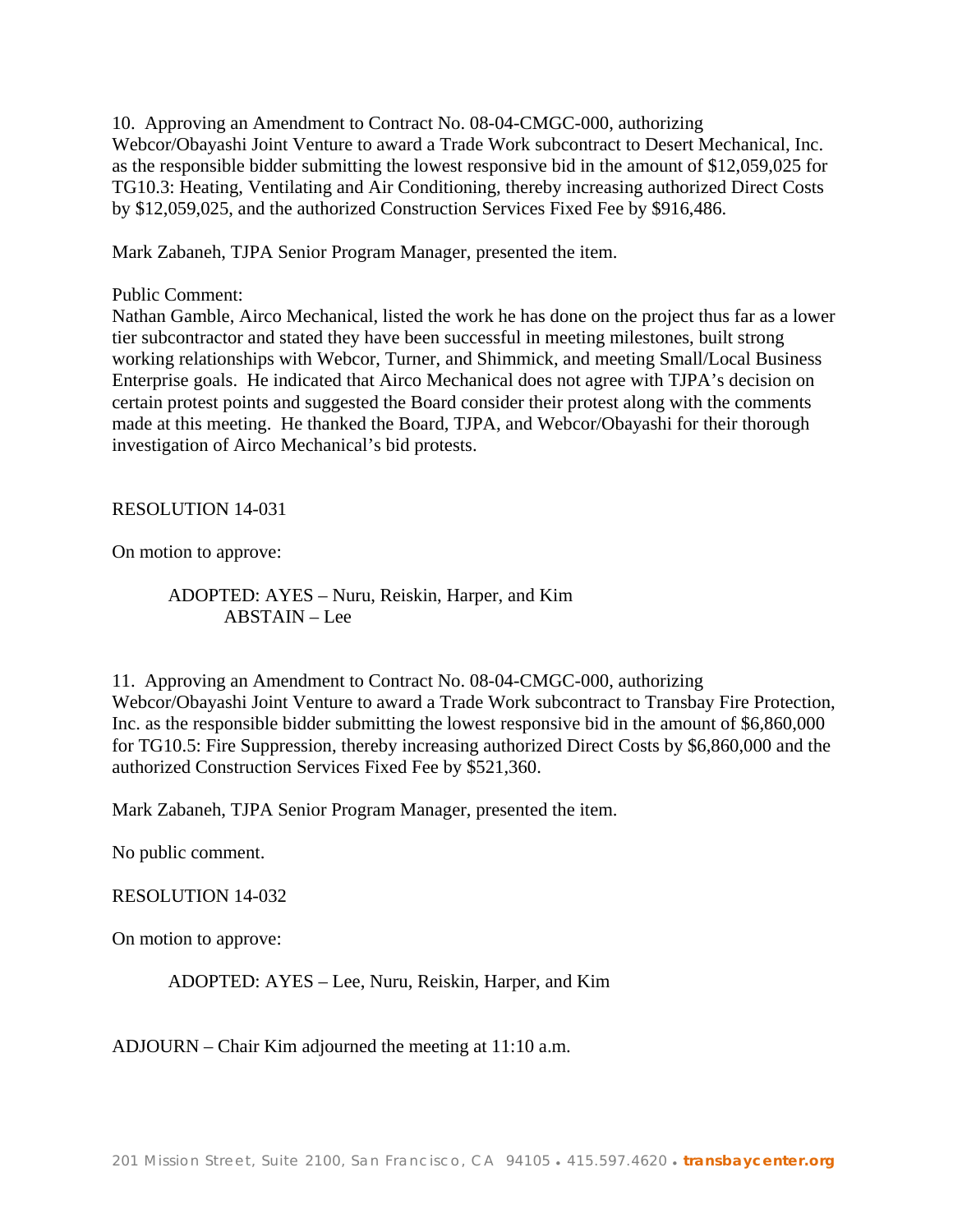10. Approving an Amendment to Contract No. 08-04-CMGC-000, authorizing Webcor/Obayashi Joint Venture to award a Trade Work subcontract to Desert Mechanical, Inc. as the responsible bidder submitting the lowest responsive bid in the amount of $12,059,025 for TG10.3: Heating, Ventilating and Air Conditioning, thereby increasing authorized Direct Costs by $12,059,025, and the authorized Construction Services Fixed Fee by $916,486.

Mark Zabaneh, TJPA Senior Program Manager, presented the item.

Public Comment:
Nathan Gamble, Airco Mechanical, listed the work he has done on the project thus far as a lower tier subcontractor and stated they have been successful in meeting milestones, built strong working relationships with Webcor, Turner, and Shimmick, and meeting Small/Local Business Enterprise goals. He indicated that Airco Mechanical does not agree with TJPA's decision on certain protest points and suggested the Board consider their protest along with the comments made at this meeting. He thanked the Board, TJPA, and Webcor/Obayashi for their thorough investigation of Airco Mechanical's bid protests.

RESOLUTION 14-031

On motion to approve:

ADOPTED: AYES – Nuru, Reiskin, Harper, and Kim
ABSTAIN – Lee

11. Approving an Amendment to Contract No. 08-04-CMGC-000, authorizing Webcor/Obayashi Joint Venture to award a Trade Work subcontract to Transbay Fire Protection, Inc. as the responsible bidder submitting the lowest responsive bid in the amount of $6,860,000 for TG10.5: Fire Suppression, thereby increasing authorized Direct Costs by $6,860,000 and the authorized Construction Services Fixed Fee by $521,360.

Mark Zabaneh, TJPA Senior Program Manager, presented the item.

No public comment.

RESOLUTION 14-032

On motion to approve:

ADOPTED: AYES – Lee, Nuru, Reiskin, Harper, and Kim

ADJOURN – Chair Kim adjourned the meeting at 11:10 a.m.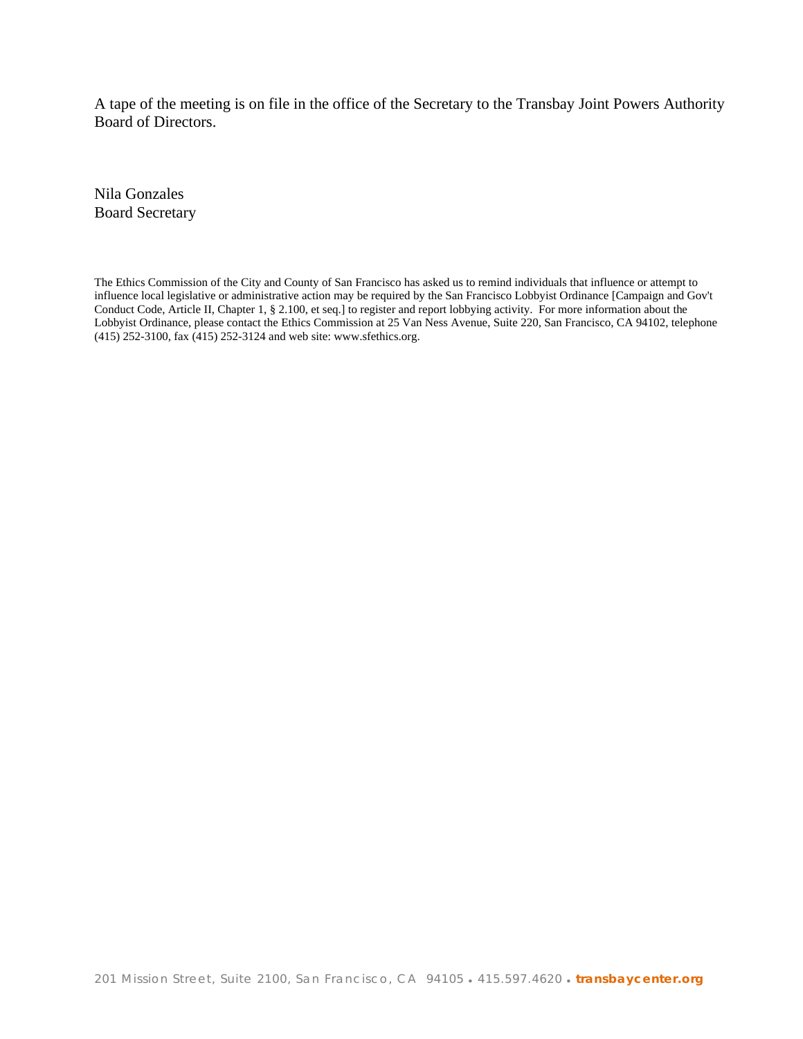A tape of the meeting is on file in the office of the Secretary to the Transbay Joint Powers Authority Board of Directors.

Nila Gonzales
Board Secretary

The Ethics Commission of the City and County of San Francisco has asked us to remind individuals that influence or attempt to influence local legislative or administrative action may be required by the San Francisco Lobbyist Ordinance [Campaign and Gov't Conduct Code, Article II, Chapter 1, § 2.100, et seq.] to register and report lobbying activity. For more information about the Lobbyist Ordinance, please contact the Ethics Commission at 25 Van Ness Avenue, Suite 220, San Francisco, CA 94102, telephone (415) 252-3100, fax (415) 252-3124 and web site: www.sfethics.org.